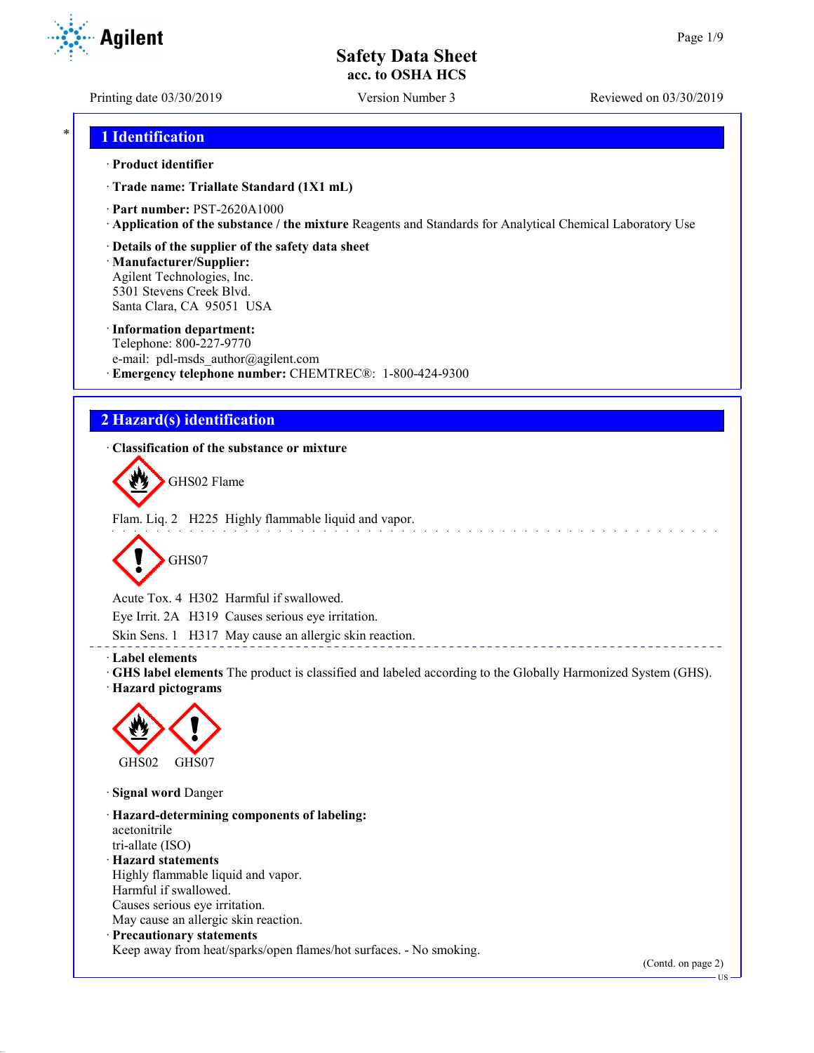# Safety Data Sheet
**acc. to OSHA HCS**

Printing date 03/30/2019 Version Number 3 Reviewed on 03/30/2019

## 1 Identification

· **Product identifier**

· **Trade name: Triallate Standard (1X1 mL)**

· **Part number:** PST-2620A1000

· **Application of the substance / the mixture** Reagents and Standards for Analytical Chemical Laboratory Use

· **Details of the supplier of the safety data sheet**

· **Manufacturer/Supplier:**
Agilent Technologies, Inc.
5301 Stevens Creek Blvd.
Santa Clara, CA 95051 USA

· **Information department:**
Telephone: 800-227-9770
e-mail: pdl-msds_author@agilent.com

· **Emergency telephone number:** CHEMTREC®: 1-800-424-9300

## 2 Hazard(s) identification

· **Classification of the substance or mixture**

GHS02 Flame

Flam. Liq. 2 H225 Highly flammable liquid and vapor.

GHS07

Acute Tox. 4 H302 Harmful if swallowed.

Eye Irrit. 2A H319 Causes serious eye irritation.

Skin Sens. 1 H317 May cause an allergic skin reaction.

· **Label elements**

· **GHS label elements** The product is classified and labeled according to the Globally Harmonized System (GHS).

· **Hazard pictograms**

GHS02 GHS07

· **Signal word** Danger

· **Hazard-determining components of labeling:**
acetonitrile
tri-allate (ISO)

· **Hazard statements**
Highly flammable liquid and vapor.
Harmful if swallowed.
Causes serious eye irritation.
May cause an allergic skin reaction.

· **Precautionary statements**
Keep away from heat/sparks/open flames/hot surfaces. - No smoking.

(Contd. on page 2)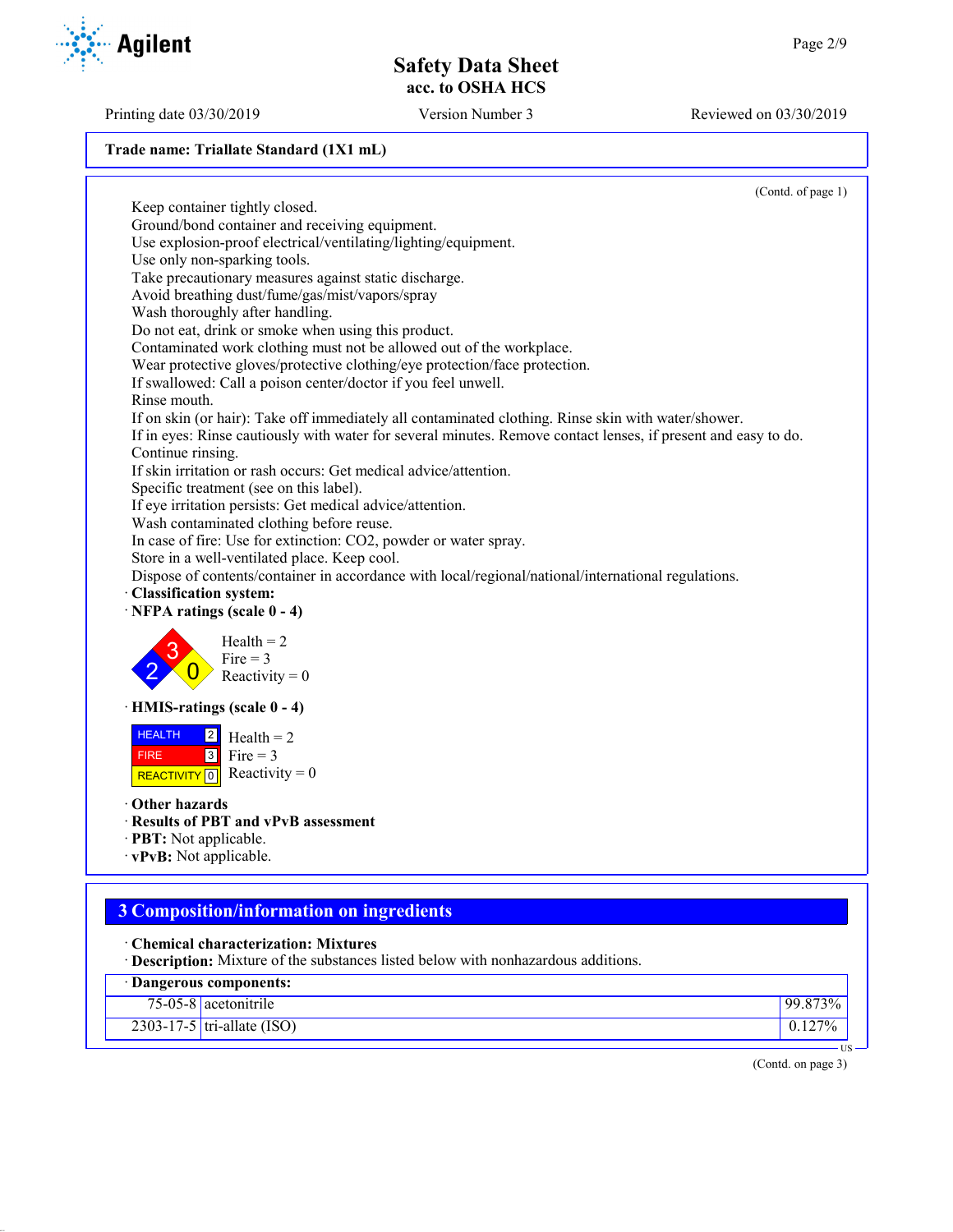Trade name: Triallate Standard (1X1 mL)

(Contd. of page 1)

Keep container tightly closed.
Ground/bond container and receiving equipment.
Use explosion-proof electrical/ventilating/lighting/equipment.
Use only non-sparking tools.
Take precautionary measures against static discharge.
Avoid breathing dust/fume/gas/mist/vapors/spray
Wash thoroughly after handling.
Do not eat, drink or smoke when using this product.
Contaminated work clothing must not be allowed out of the workplace.
Wear protective gloves/protective clothing/eye protection/face protection.
If swallowed: Call a poison center/doctor if you feel unwell.
Rinse mouth.
If on skin (or hair): Take off immediately all contaminated clothing. Rinse skin with water/shower.
If in eyes: Rinse cautiously with water for several minutes. Remove contact lenses, if present and easy to do. Continue rinsing.
If skin irritation or rash occurs: Get medical advice/attention.
Specific treatment (see on this label).
If eye irritation persists: Get medical advice/attention.
Wash contaminated clothing before reuse.
In case of fire: Use for extinction: $CO_2$, powder or water spray.
Store in a well-ventilated place. Keep cool.
Dispose of contents/container in accordance with local/regional/national/international regulations.

· **Classification system:**
· **NFPA ratings (scale 0 - 4)**

Health = 2
Fire = 3
Reactivity = 0

· **HMIS-ratings (scale 0 - 4)**

| | |
|---|---|
| HEALTH | 2 |
| FIRE | 3 |
| REACTIVITY | 0 |

Health = 2
Fire = 3
Reactivity = 0

· **Other hazards**
· **Results of PBT and vPvB assessment**
· **PBT:** Not applicable.
· **vPvB:** Not applicable.

## 3 Composition/information on ingredients

· **Chemical characterization: Mixtures**
· **Description:** Mixture of the substances listed below with nonhazardous additions.

| · Dangerous components: | | |
|---|---|---|
| 75-05-8 | acetonitrile | 99.873% |
| 2303-17-5 | tri-allate (ISO) | 0.127% |

(Contd. on page 3)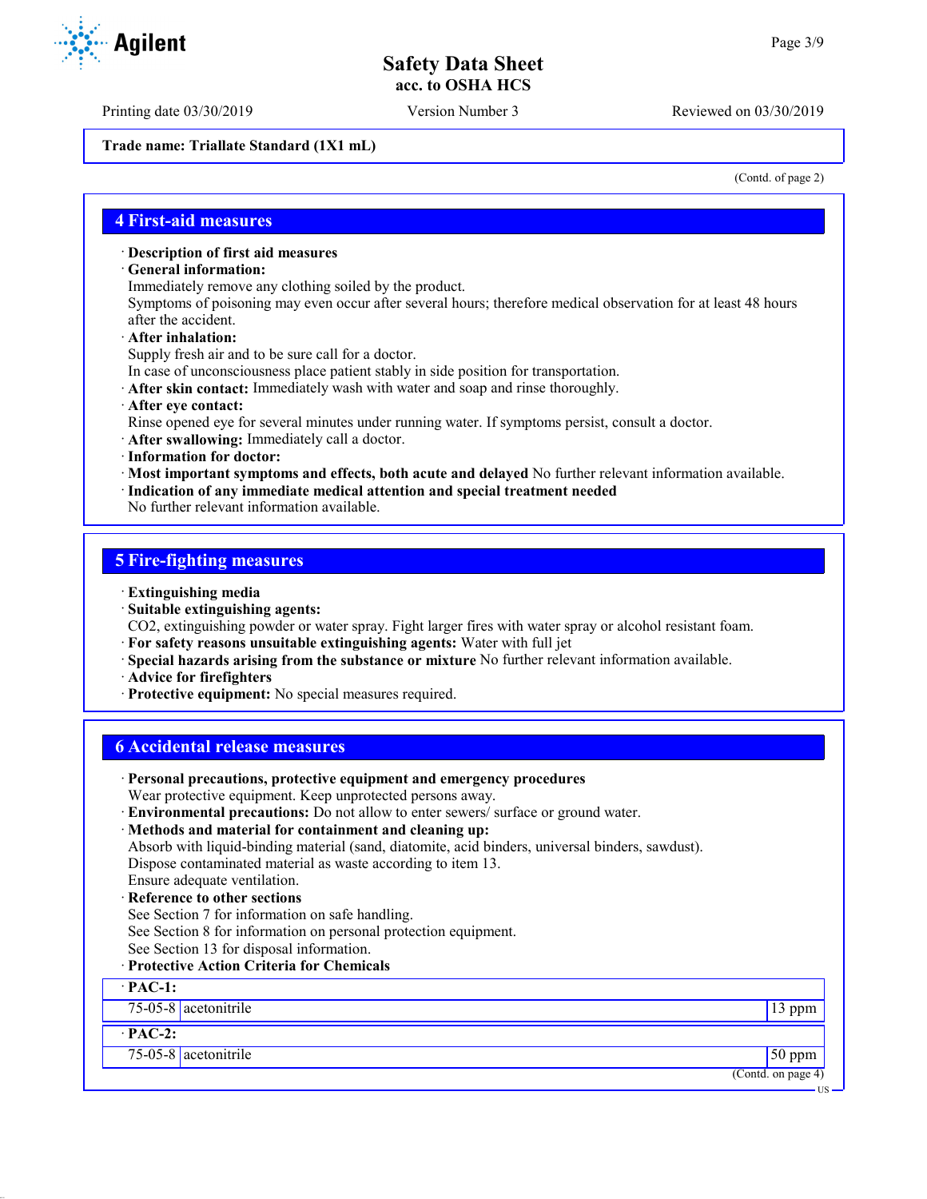Trade name: Triallate Standard (1X1 mL)

(Contd. of page 2)

## 4 First-aid measures

· **Description of first aid measures**
· **General information:**
Immediately remove any clothing soiled by the product.
Symptoms of poisoning may even occur after several hours; therefore medical observation for at least 48 hours after the accident.
· **After inhalation:**
Supply fresh air and to be sure call for a doctor.
In case of unconsciousness place patient stably in side position for transportation.
· **After skin contact:** Immediately wash with water and soap and rinse thoroughly.
· **After eye contact:**
Rinse opened eye for several minutes under running water. If symptoms persist, consult a doctor.
· **After swallowing:** Immediately call a doctor.
· **Information for doctor:**
· **Most important symptoms and effects, both acute and delayed** No further relevant information available.
· **Indication of any immediate medical attention and special treatment needed**
No further relevant information available.

## 5 Fire-fighting measures

· **Extinguishing media**
· **Suitable extinguishing agents:**
$CO_2$, extinguishing powder or water spray. Fight larger fires with water spray or alcohol resistant foam.
· **For safety reasons unsuitable extinguishing agents:** Water with full jet
· **Special hazards arising from the substance or mixture** No further relevant information available.
· **Advice for firefighters**
· **Protective equipment:** No special measures required.

## 6 Accidental release measures

· **Personal precautions, protective equipment and emergency procedures**
Wear protective equipment. Keep unprotected persons away.
· **Environmental precautions:** Do not allow to enter sewers/ surface or ground water.
· **Methods and material for containment and cleaning up:**
Absorb with liquid-binding material (sand, diatomite, acid binders, universal binders, sawdust).
Dispose contaminated material as waste according to item 13.
Ensure adequate ventilation.
· **Reference to other sections**
See Section 7 for information on safe handling.
See Section 8 for information on personal protection equipment.
See Section 13 for disposal information.
· **Protective Action Criteria for Chemicals**

| · **PAC-1:** | | |
|---|---|---|
| 75-05-8 | acetonitrile | 13 ppm |
| · **PAC-2:** | | |
| 75-05-8 | acetonitrile | 50 ppm |

(Contd. on page 4)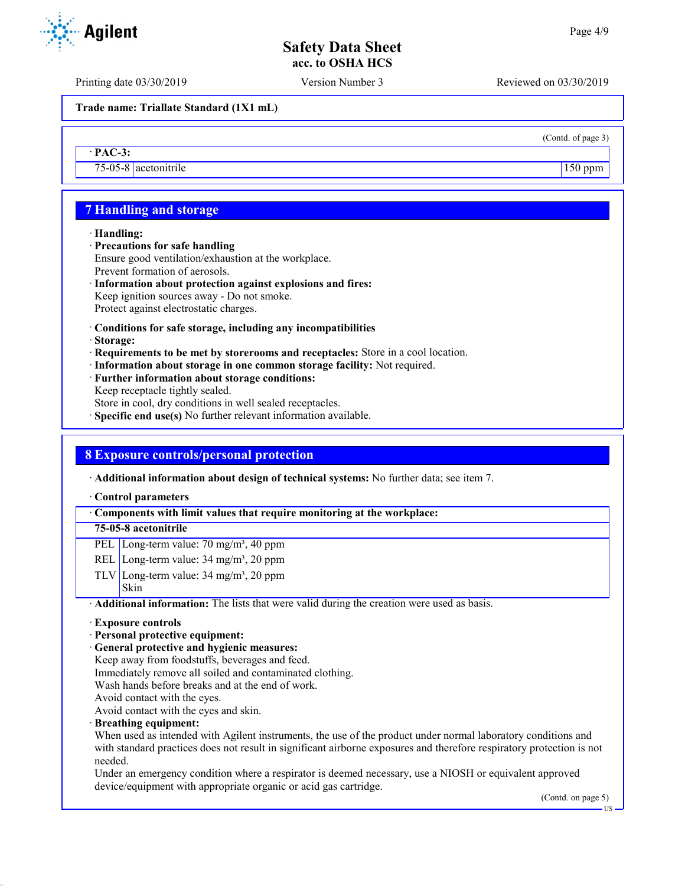(Contd. of page 3)

· **PAC-3:**

| | | |
|---|---|---|
| 75-05-8 | acetonitrile | 150 ppm |

## 7 Handling and storage

· **Handling:**
· **Precautions for safe handling**
Ensure good ventilation/exhaustion at the workplace.
Prevent formation of aerosols.
· **Information about protection against explosions and fires:**
Keep ignition sources away - Do not smoke.
Protect against electrostatic charges.

· **Conditions for safe storage, including any incompatibilities**
· **Storage:**
· **Requirements to be met by storerooms and receptacles:** Store in a cool location.
· **Information about storage in one common storage facility:** Not required.
· **Further information about storage conditions:**
Keep receptacle tightly sealed.
Store in cool, dry conditions in well sealed receptacles.
· **Specific end use(s)** No further relevant information available.

## 8 Exposure controls/personal protection

· **Additional information about design of technical systems:** No further data; see item 7.

· **Control parameters**

| · Components with limit values that require monitoring at the workplace: | |
|---|---|
| **75-05-8 acetonitrile** | |
| PEL | Long-term value: 70 mg/m³, 40 ppm |
| REL | Long-term value: 34 mg/m³, 20 ppm |
| TLV | Long-term value: 34 mg/m³, 20 ppm<br>Skin |

· **Additional information:** The lists that were valid during the creation were used as basis.

· **Exposure controls**
· **Personal protective equipment:**
· **General protective and hygienic measures:**
Keep away from foodstuffs, beverages and feed.
Immediately remove all soiled and contaminated clothing.
Wash hands before breaks and at the end of work.
Avoid contact with the eyes.
Avoid contact with the eyes and skin.
· **Breathing equipment:**
When used as intended with Agilent instruments, the use of the product under normal laboratory conditions and with standard practices does not result in significant airborne exposures and therefore respiratory protection is not needed.
Under an emergency condition where a respirator is deemed necessary, use a NIOSH or equivalent approved device/equipment with appropriate organic or acid gas cartridge.

(Contd. on page 5)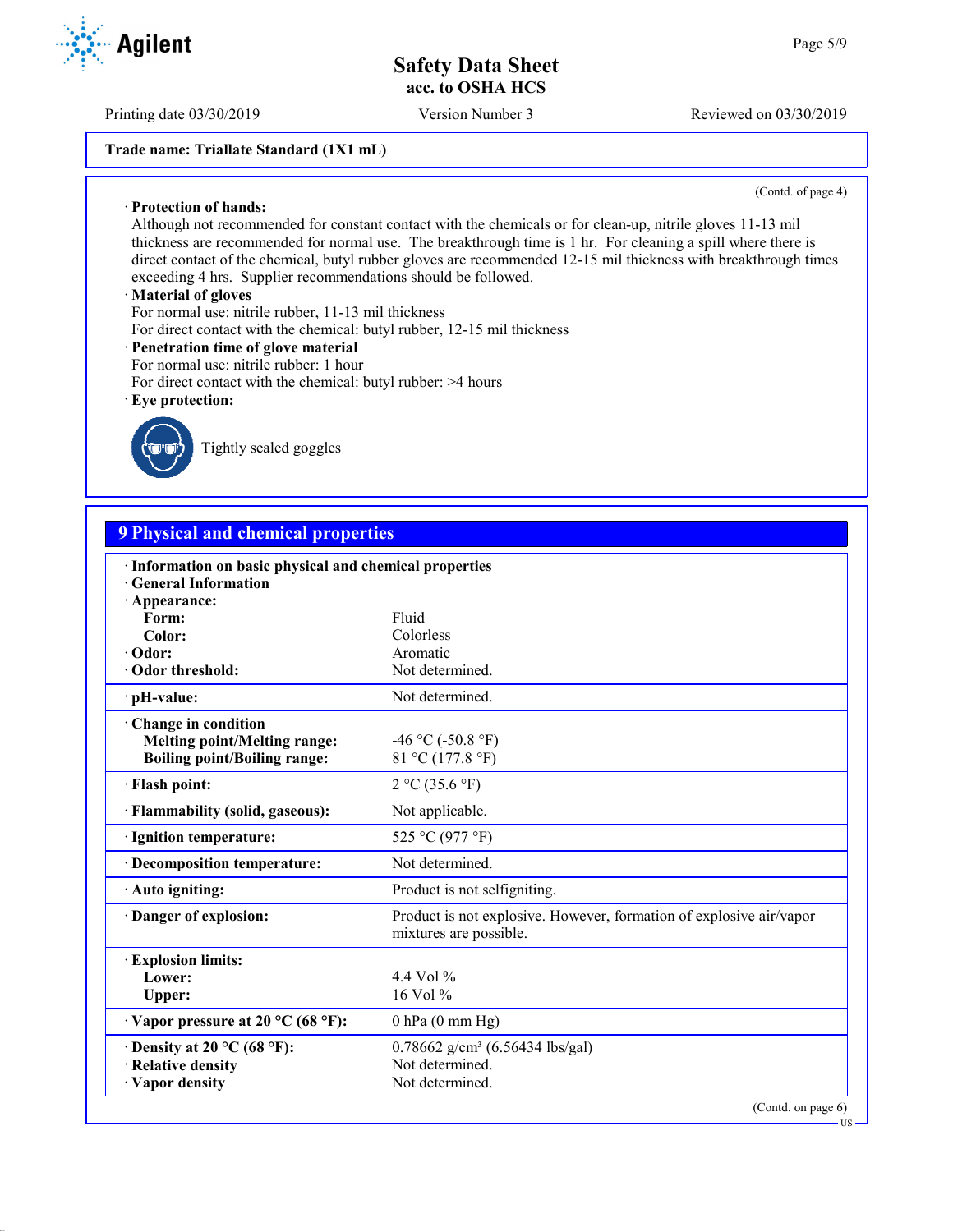Trade name: Triallate Standard (1X1 mL)

(Contd. of page 4)

· **Protection of hands:**
Although not recommended for constant contact with the chemicals or for clean-up, nitrile gloves 11-13 mil thickness are recommended for normal use. The breakthrough time is 1 hr. For cleaning a spill where there is direct contact of the chemical, butyl rubber gloves are recommended 12-15 mil thickness with breakthrough times exceeding 4 hrs. Supplier recommendations should be followed.

· **Material of gloves**
For normal use: nitrile rubber, 11-13 mil thickness
For direct contact with the chemical: butyl rubber, 12-15 mil thickness

· **Penetration time of glove material**
For normal use: nitrile rubber: 1 hour
For direct contact with the chemical: butyl rubber: >4 hours

· **Eye protection:**

Tightly sealed goggles

## 9 Physical and chemical properties

| | |
|---|---|
| · **Information on basic physical and chemical properties** | |
| · **General Information** | |
| · **Appearance:** | |
| **Form:** | Fluid |
| **Color:** | Colorless |
| · **Odor:** | Aromatic |
| · **Odor threshold:** | Not determined. |
| · **pH-value:** | Not determined. |
| · **Change in condition** | |
| **Melting point/Melting range:** | -46 °C (-50.8 °F) |
| **Boiling point/Boiling range:** | 81 °C (177.8 °F) |
| · **Flash point:** | 2 °C (35.6 °F) |
| · **Flammability (solid, gaseous):** | Not applicable. |
| · **Ignition temperature:** | 525 °C (977 °F) |
| · **Decomposition temperature:** | Not determined. |
| · **Auto igniting:** | Product is not selfigniting. |
| · **Danger of explosion:** | Product is not explosive. However, formation of explosive air/vapor mixtures are possible. |
| · **Explosion limits:** | |
| **Lower:** | 4.4 Vol % |
| **Upper:** | 16 Vol % |
| · **Vapor pressure at 20 °C (68 °F):** | 0 hPa (0 mm Hg) |
| · **Density at 20 °C (68 °F):** | 0.78662 g/cm³ (6.56434 lbs/gal) |
| · **Relative density** | Not determined. |
| · **Vapor density** | Not determined. |

(Contd. on page 6)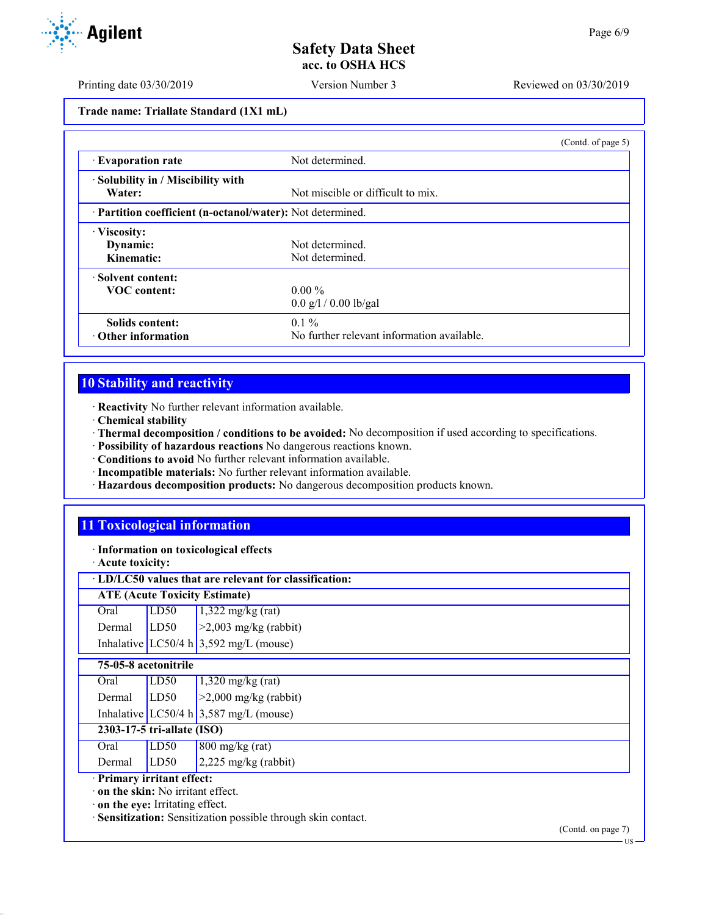Trade name: Triallate Standard (1X1 mL)

(Contd. of page 5)

| | |
|---|---|
| · **Evaporation rate** | Not determined. |
| · **Solubility in / Miscibility with Water:** | Not miscible or difficult to mix. |
| · **Partition coefficient (n-octanol/water):** | Not determined. |
| · **Viscosity:** | |
| **Dynamic:** | Not determined. |
| **Kinematic:** | Not determined. |
| · **Solvent content:** | |
| **VOC content:** | 0.00 % |
| | 0.0 g/l / 0.00 lb/gal |
| **Solids content:** | 0.1 % |
| · **Other information** | No further relevant information available. |

## 10 Stability and reactivity

- · **Reactivity** No further relevant information available.
- · **Chemical stability**
- · **Thermal decomposition / conditions to be avoided:** No decomposition if used according to specifications.
- · **Possibility of hazardous reactions** No dangerous reactions known.
- · **Conditions to avoid** No further relevant information available.
- · **Incompatible materials:** No further relevant information available.
- · **Hazardous decomposition products:** No dangerous decomposition products known.

## 11 Toxicological information

- · **Information on toxicological effects**
- · **Acute toxicity:**

· **LD/LC50 values that are relevant for classification:**

| | | |
|---|---|---|
| **ATE (Acute Toxicity Estimate)** | | |
| Oral | LD50 | 1,322 mg/kg (rat) |
| Dermal | LD50 | >2,003 mg/kg (rabbit) |
| Inhalative | LC50/4 h | 3,592 mg/L (mouse) |
| **75-05-8 acetonitrile** | | |
| Oral | LD50 | 1,320 mg/kg (rat) |
| Dermal | LD50 | >2,000 mg/kg (rabbit) |
| Inhalative | LC50/4 h | 3,587 mg/L (mouse) |
| **2303-17-5 tri-allate (ISO)** | | |
| Oral | LD50 | 800 mg/kg (rat) |
| Dermal | LD50 | 2,225 mg/kg (rabbit) |

- · **Primary irritant effect:**
- · **on the skin:** No irritant effect.
- · **on the eye:** Irritating effect.
- · **Sensitization:** Sensitization possible through skin contact.

(Contd. on page 7)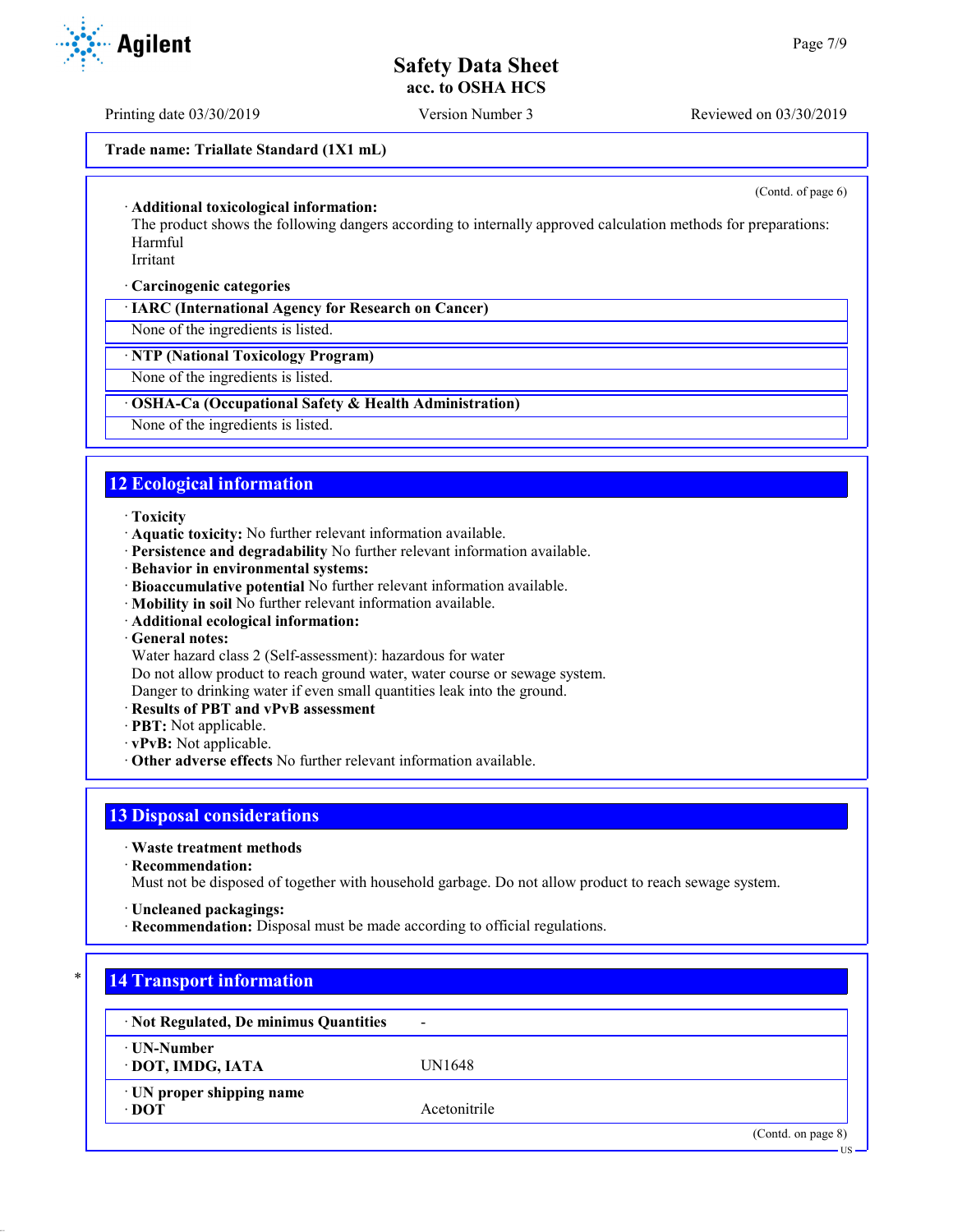Trade name: Triallate Standard (1X1 mL)

(Contd. of page 6)

· **Additional toxicological information:**
The product shows the following dangers according to internally approved calculation methods for preparations:
Harmful
Irritant

· **Carcinogenic categories**

| · IARC (International Agency for Research on Cancer) |
|---|
| None of the ingredients is listed. |

| · NTP (National Toxicology Program) |
|---|
| None of the ingredients is listed. |

| · OSHA-Ca (Occupational Safety & Health Administration) |
|---|
| None of the ingredients is listed. |

## 12 Ecological information

· **Toxicity**
· **Aquatic toxicity:** No further relevant information available.
· **Persistence and degradability** No further relevant information available.
· **Behavior in environmental systems:**
· **Bioaccumulative potential** No further relevant information available.
· **Mobility in soil** No further relevant information available.
· **Additional ecological information:**
· **General notes:**
Water hazard class 2 (Self-assessment): hazardous for water
Do not allow product to reach ground water, water course or sewage system.
Danger to drinking water if even small quantities leak into the ground.
· **Results of PBT and vPvB assessment**
· **PBT:** Not applicable.
· **vPvB:** Not applicable.
· **Other adverse effects** No further relevant information available.

## 13 Disposal considerations

· **Waste treatment methods**
· **Recommendation:**
Must not be disposed of together with household garbage. Do not allow product to reach sewage system.

· **Uncleaned packagings:**
· **Recommendation:** Disposal must be made according to official regulations.

## 14 Transport information

| · Not Regulated, De minimus Quantities | - |
|---|---|
| · UN-Number<br>· DOT, IMDG, IATA | UN1648 |
| · UN proper shipping name<br>· DOT | Acetonitrile |

(Contd. on page 8)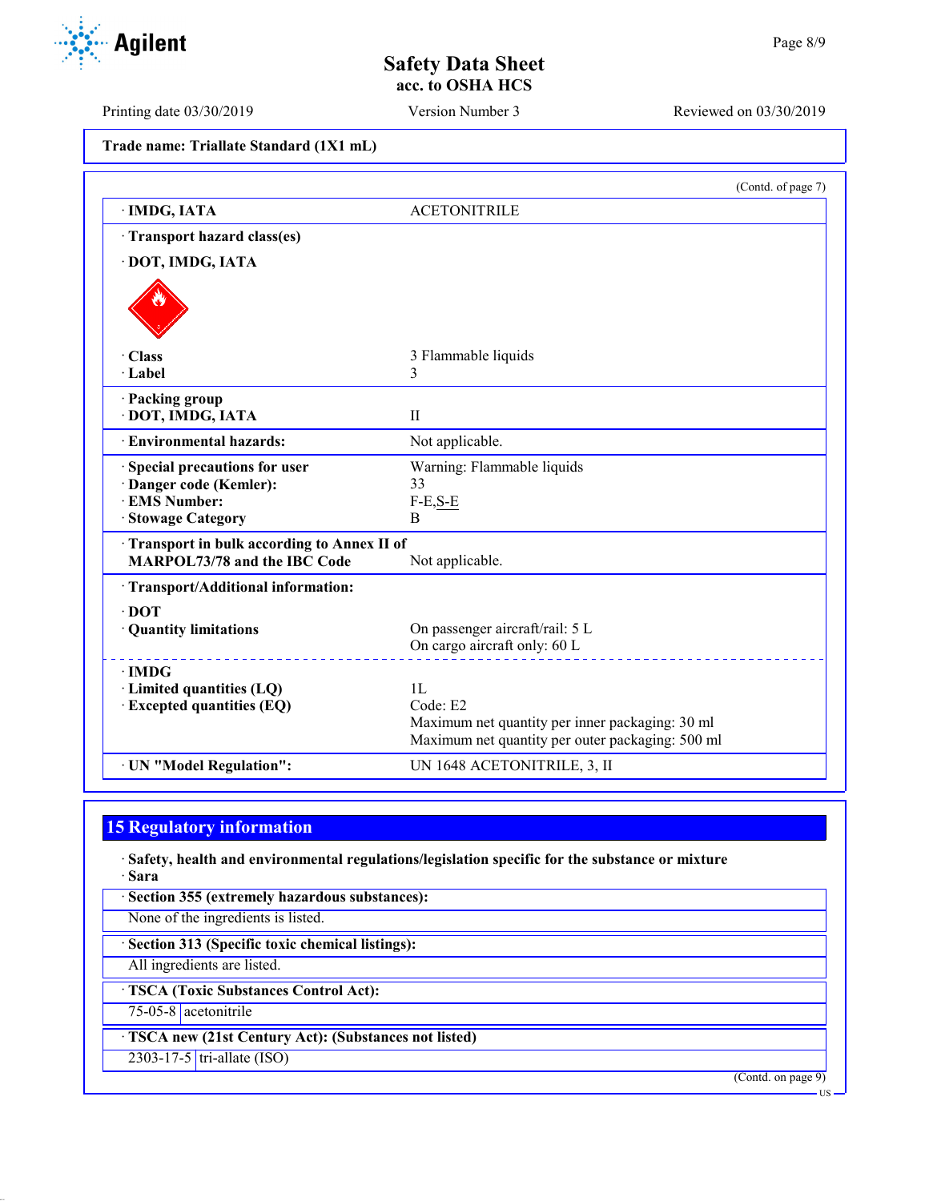Trade name: Triallate Standard (1X1 mL)

(Contd. of page 7)

| | |
|---|---|
| · IMDG, IATA | ACETONITRILE |
| · Transport hazard class(es) | |
| · DOT, IMDG, IATA | |
| · Class | 3 Flammable liquids |
| · Label | 3 |
| · Packing group | |
| · DOT, IMDG, IATA | II |
| · Environmental hazards: | Not applicable. |
| · Special precautions for user | Warning: Flammable liquids |
| · Danger code (Kemler): | 33 |
| · EMS Number: | F-E,S-E |
| · Stowage Category | B |
| · Transport in bulk according to Annex II of MARPOL73/78 and the IBC Code | Not applicable. |
| · Transport/Additional information: | |
| · DOT | |
| · Quantity limitations | On passenger aircraft/rail: 5 L<br>On cargo aircraft only: 60 L |
| · IMDG | |
| · Limited quantities (LQ) | 1L |
| · Excepted quantities (EQ) | Code: E2<br>Maximum net quantity per inner packaging: 30 ml<br>Maximum net quantity per outer packaging: 500 ml |
| · UN "Model Regulation": | UN 1648 ACETONITRILE, 3, II |

## 15 Regulatory information

· **Safety, health and environmental regulations/legislation specific for the substance or mixture**
· **Sara**

· **Section 355 (extremely hazardous substances):**
None of the ingredients is listed.

· **Section 313 (Specific toxic chemical listings):**
All ingredients are listed.

· **TSCA (Toxic Substances Control Act):**

| | |
|---|---|
| 75-05-8 | acetonitrile |

· **TSCA new (21st Century Act): (Substances not listed)**

| | |
|---|---|
| 2303-17-5 | tri-allate (ISO) |

(Contd. on page 9)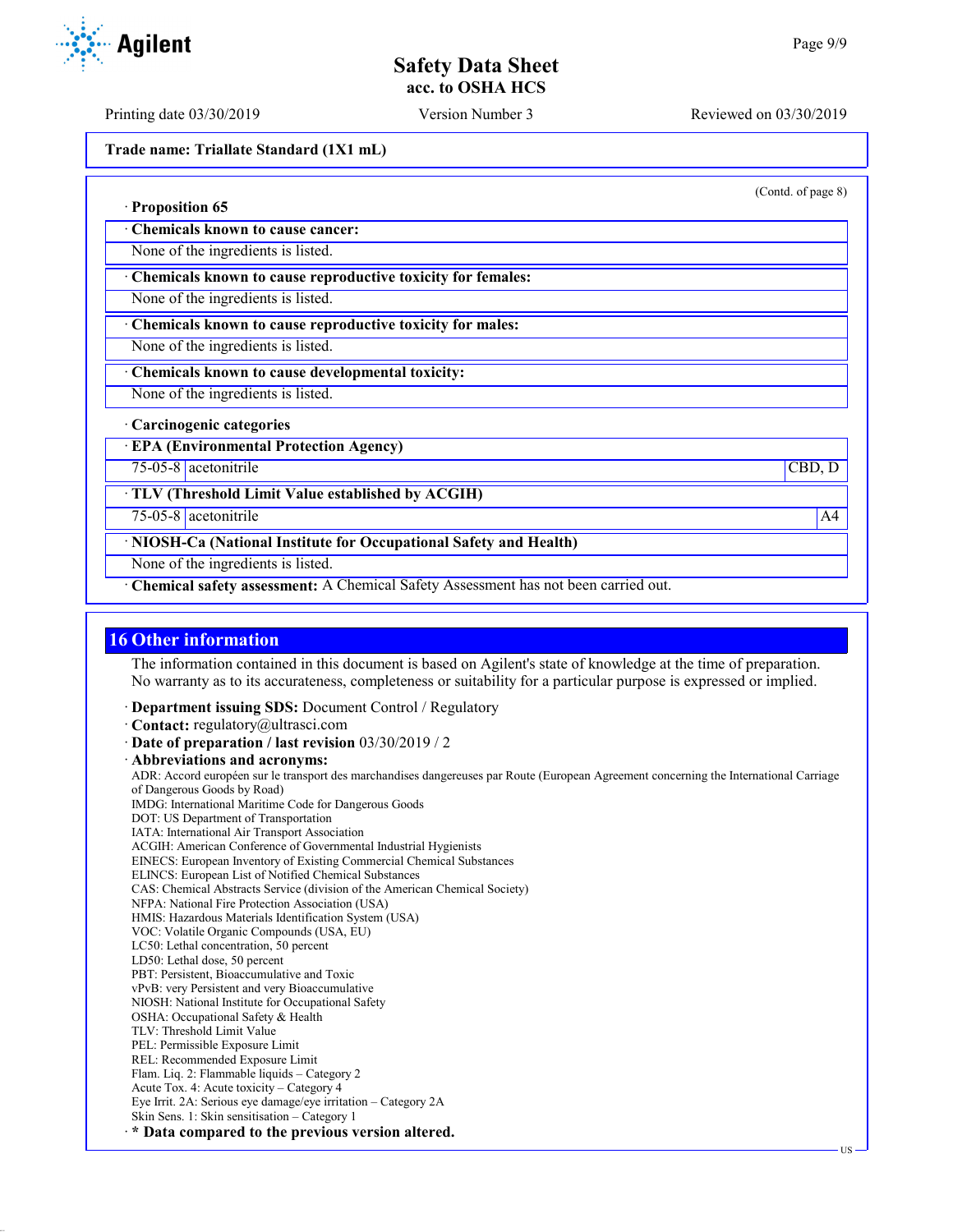**Trade name: Triallate Standard (1X1 mL)**

(Contd. of page 8)

· **Proposition 65**

· **Chemicals known to cause cancer:**

None of the ingredients is listed.

· **Chemicals known to cause reproductive toxicity for females:**

None of the ingredients is listed.

· **Chemicals known to cause reproductive toxicity for males:**

None of the ingredients is listed.

· **Chemicals known to cause developmental toxicity:**

None of the ingredients is listed.

· **Carcinogenic categories**

· **EPA (Environmental Protection Agency)**

| | | |
|---|---|---|
| 75-05-8 | acetonitrile | CBD, D |

· **TLV (Threshold Limit Value established by ACGIH)**

| | | |
|---|---|---|
| 75-05-8 | acetonitrile | A4 |

· **NIOSH-Ca (National Institute for Occupational Safety and Health)**

None of the ingredients is listed.

· **Chemical safety assessment:** A Chemical Safety Assessment has not been carried out.

## 16 Other information

The information contained in this document is based on Agilent's state of knowledge at the time of preparation. No warranty as to its accurateness, completeness or suitability for a particular purpose is expressed or implied.

· **Department issuing SDS:** Document Control / Regulatory
· **Contact:** regulatory@ultrasci.com
· **Date of preparation / last revision** 03/30/2019 / 2
· **Abbreviations and acronyms:**

ADR: Accord européen sur le transport des marchandises dangereuses par Route (European Agreement concerning the International Carriage of Dangerous Goods by Road)
IMDG: International Maritime Code for Dangerous Goods
DOT: US Department of Transportation
IATA: International Air Transport Association
ACGIH: American Conference of Governmental Industrial Hygienists
EINECS: European Inventory of Existing Commercial Chemical Substances
ELINCS: European List of Notified Chemical Substances
CAS: Chemical Abstracts Service (division of the American Chemical Society)
NFPA: National Fire Protection Association (USA)
HMIS: Hazardous Materials Identification System (USA)
VOC: Volatile Organic Compounds (USA, EU)
LC50: Lethal concentration, 50 percent
LD50: Lethal dose, 50 percent
PBT: Persistent, Bioaccumulative and Toxic
vPvB: very Persistent and very Bioaccumulative
NIOSH: National Institute for Occupational Safety
OSHA: Occupational Safety & Health
TLV: Threshold Limit Value
PEL: Permissible Exposure Limit
REL: Recommended Exposure Limit
Flam. Liq. 2: Flammable liquids – Category 2
Acute Tox. 4: Acute toxicity – Category 4
Eye Irrit. 2A: Serious eye damage/eye irritation – Category 2A
Skin Sens. 1: Skin sensitisation – Category 1

· **\* Data compared to the previous version altered.**